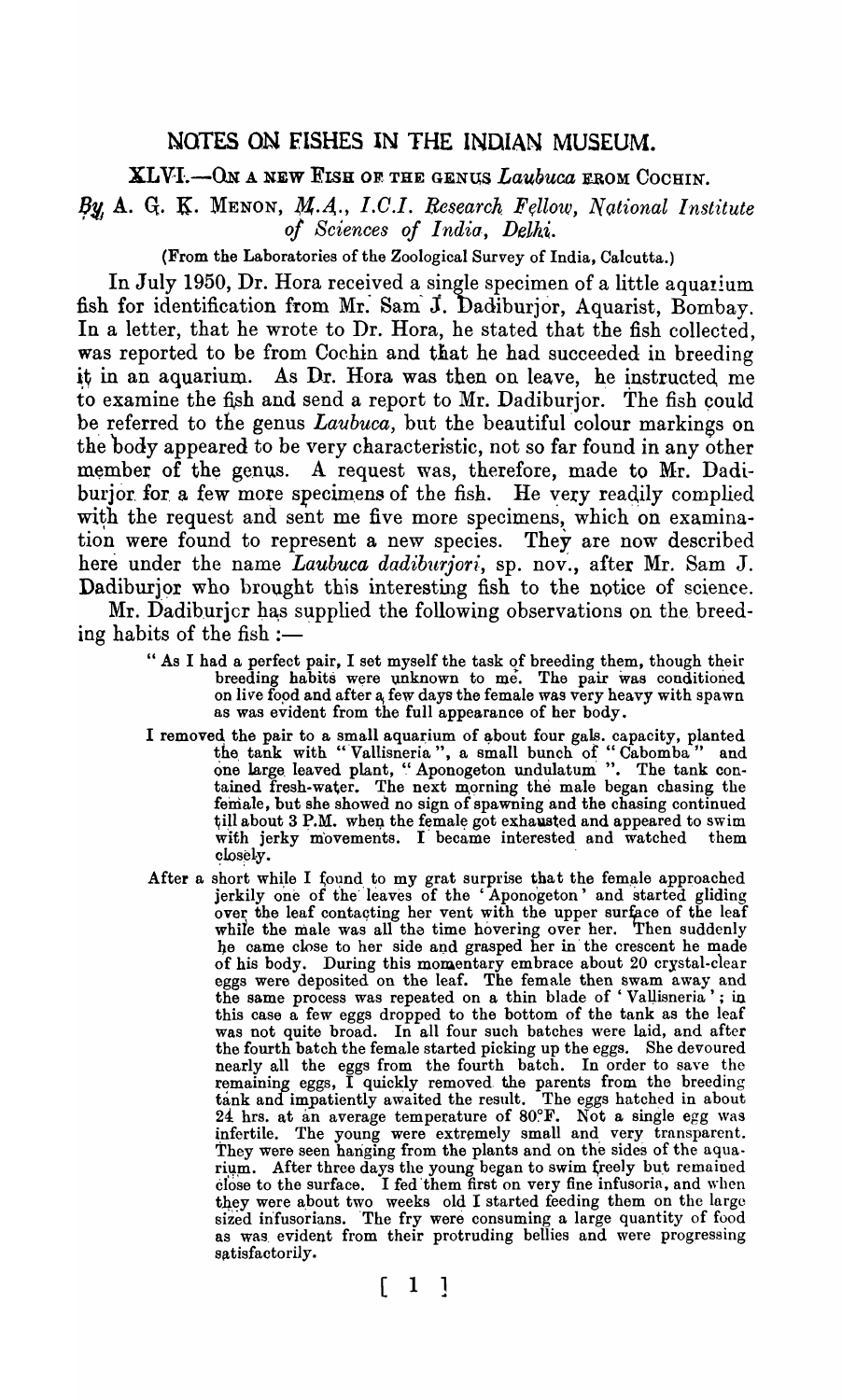# NOTES ON FISHES IN THE INDIAN MUSEUM.

## XLVI.—ON A NEW FISH OF THE GENUS *Laubuca* FROM COCHIN.

*By* A. G. K. MENON, *M.A., I.C.I. Research Fellow, National Institute of Sciences of India, Delhi.*

(From the Laboratories of the Zoological Survey of India, Calcutta.)

In July 1950, Dr. Hora received a single specimen of a little aquarium fish for identification from Mr. Sam J. Dadiburjor, Aquarist, Bombay. In a letter, that he wrote to Dr. Hora, he stated that the fish collected, was reported to be from Cochin and that he had succeeded in breeding it in an aquarium. As Dr. Hora was then on leave, he instructed me to examine the fish and send a report to Mr. Dadiburjor. The fish could be referred to the genus *Laubuca*, but the beautiful colour markings on the body appeared to be very characteristic, not so far found in any other member of the genus. A request was, therefore, made to Mr. Dadiburjor for a few more specimens of the fish. He very readily complied with the request and sent me five more specimens, which on examination were found to represent a new species. They are now described here under the name *Laubuca dadiburjori*, sp. nov., after Mr. Sam J. Dadiburjor who brought this interesting fish to the notice of science.

Mr. Dadiburjor has supplied the following observations on the breeding habits of the fish :—

> "As I had a perfect pair, I set myself the task of breeding them, though their breeding habits were unknown to me. The pair was conditioned on live food and after a few days the female was very heavy with spawn as was evident from the full appearance of her body.
>
> I removed the pair to a small aquarium of about four gals. capacity, planted the tank with "Vallisneria", a small bunch of "Cabomba" and one large leaved plant, "Aponogeton undulatum". The tank contained fresh-water. The next morning the male began chasing the female, but she showed no sign of spawning and the chasing continued till about 3 P.M. when the female got exhausted and appeared to swim with jerky movements. I became interested and watched them closely.
>
> After a short while I found to my grat surprise that the female approached jerkily one of the leaves of the 'Aponogeton' and started gliding over the leaf contacting her vent with the upper surface of the leaf while the male was all the time hovering over her. Then suddenly he came close to her side and grasped her in the crescent he made of his body. During this momentary embrace about 20 crystal-clear eggs were deposited on the leaf. The female then swam away and the same process was repeated on a thin blade of 'Vallisneria'; in this case a few eggs dropped to the bottom of the tank as the leaf was not quite broad. In all four such batches were laid, and after the fourth batch the female started picking up the eggs. She devoured nearly all the eggs from the fourth batch. In order to save the remaining eggs, I quickly removed the parents from the breeding tank and impatiently awaited the result. The eggs hatched in about 24 hrs. at an average temperature of 80°F. Not a single egg was infertile. The young were extremely small and very transparent. They were seen hanging from the plants and on the sides of the aquarium. After three days the young began to swim freely but remained close to the surface. I fed them first on very fine infusoria, and when they were about two weeks old I started feeding them on the large sized infusorians. The fry were consuming a large quantity of food as was evident from their protruding bellies and were progressing satisfactorily.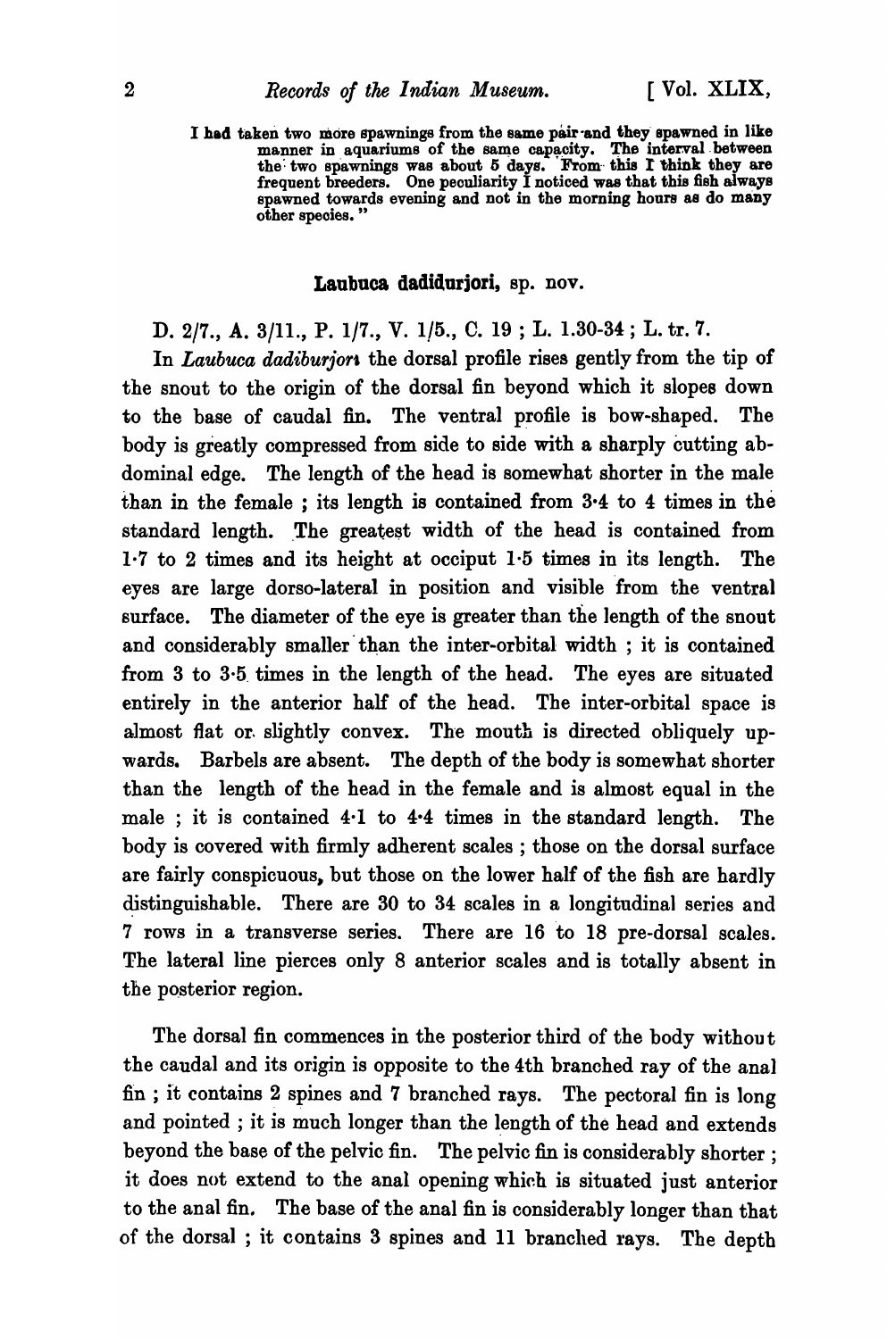I had taken two more spawnings from the same pair and they spawned in like manner in aquariums of the same capacity. The interval between the two spawnings was about 5 days. From this I think they are frequent breeders. One peculiarity I noticed was that this fish always spawned towards evening and not in the morning hours as do many other species."

## **Laubuca dadidurjori**, sp. nov.

D. 2/7., A. 3/11., P. 1/7., V. 1/5., C. 19 ; L. 1.30-34 ; L. tr. 7.

In *Laubuca dadiburjori* the dorsal profile rises gently from the tip of the snout to the origin of the dorsal fin beyond which it slopes down to the base of caudal fin. The ventral profile is bow-shaped. The body is greatly compressed from side to side with a sharply cutting abdominal edge. The length of the head is somewhat shorter in the male than in the female ; its length is contained from 3·4 to 4 times in the standard length. The greatest width of the head is contained from 1·7 to 2 times and its height at occiput 1·5 times in its length. The eyes are large dorso-lateral in position and visible from the ventral surface. The diameter of the eye is greater than the length of the snout and considerably smaller than the inter-orbital width ; it is contained from 3 to 3·5 times in the length of the head. The eyes are situated entirely in the anterior half of the head. The inter-orbital space is almost flat or slightly convex. The mouth is directed obliquely upwards. Barbels are absent. The depth of the body is somewhat shorter than the length of the head in the female and is almost equal in the male ; it is contained 4·1 to 4·4 times in the standard length. The body is covered with firmly adherent scales ; those on the dorsal surface are fairly conspicuous, but those on the lower half of the fish are hardly distinguishable. There are 30 to 34 scales in a longitudinal series and 7 rows in a transverse series. There are 16 to 18 pre-dorsal scales. The lateral line pierces only 8 anterior scales and is totally absent in the posterior region.

The dorsal fin commences in the posterior third of the body without the caudal and its origin is opposite to the 4th branched ray of the anal fin ; it contains 2 spines and 7 branched rays. The pectoral fin is long and pointed ; it is much longer than the length of the head and extends beyond the base of the pelvic fin. The pelvic fin is considerably shorter ; it does not extend to the anal opening which is situated just anterior to the anal fin. The base of the anal fin is considerably longer than that of the dorsal ; it contains 3 spines and 11 branched rays. The depth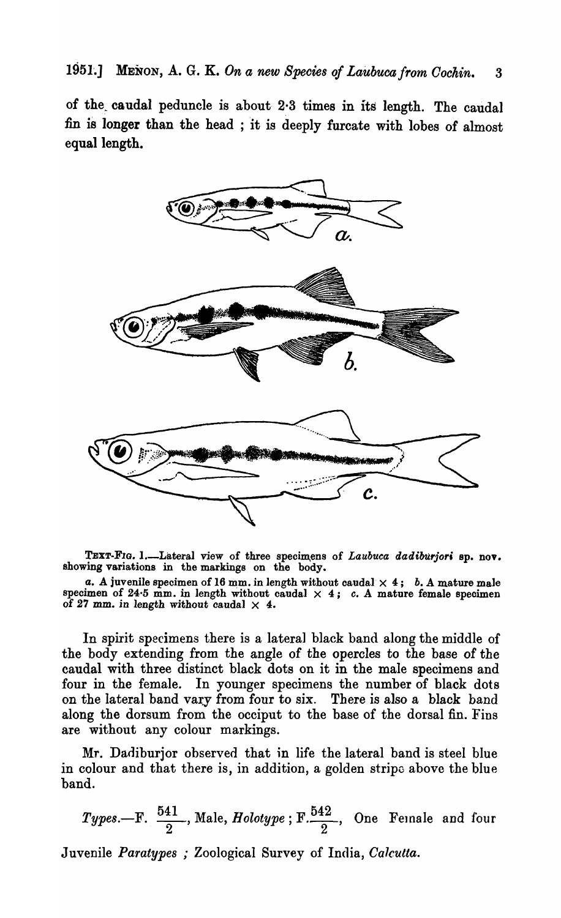of the caudal peduncle is about 2·3 times in its length. The caudal fin is longer than the head ; it is deeply furcate with lobes of almost equal length.

a.

b.

c.

TEXT-FIG. 1.—Lateral view of three specimens of *Laubuca dadiburjori* sp. nov. showing variations in the markings on the body.

*a.* A juvenile specimen of 16 mm. in length without caudal × 4 ; *b.* A mature male specimen of 24·5 mm. in length without caudal × 4 ; *c.* A mature female specimen of 27 mm. in length without caudal × 4.

In spirit specimens there is a lateral black band along the middle of the body extending from the angle of the opercles to the base of the caudal with three distinct black dots on it in the male specimens and four in the female. In younger specimens the number of black dots on the lateral band vary from four to six. There is also a black band along the dorsum from the occiput to the base of the dorsal fin. Fins are without any colour markings.

Mr. Dadiburjor observed that in life the lateral band is steel blue in colour and that there is, in addition, a golden stripe above the blue band.

*Types.*—F. $\frac{541}{2}$, Male, *Holotype* ; F. $\frac{542}{2}$, One Female and four Juvenile *Paratypes* ; Zoological Survey of India, *Calcutta*.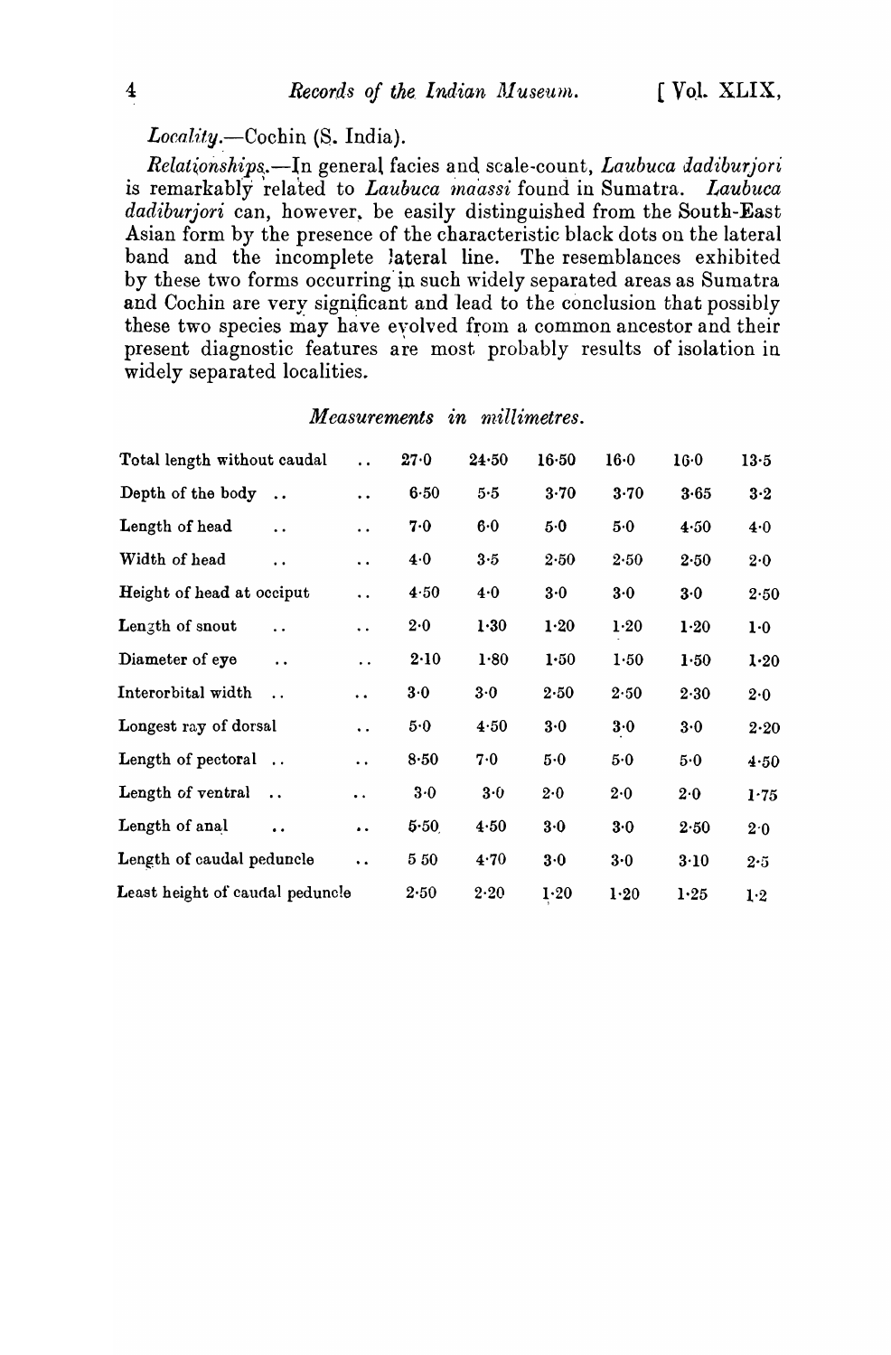*Locality*.—Cochin (S. India).

*Relationships*.—In general facies and scale-count, *Laubuca dadiburjori* is remarkably related to *Laubuca maassi* found in Sumatra. *Laubuca dadiburjori* can, however, be easily distinguished from the South-East Asian form by the presence of the characteristic black dots on the lateral band and the incomplete lateral line. The resemblances exhibited by these two forms occurring in such widely separated areas as Sumatra and Cochin are very significant and lead to the conclusion that possibly these two species may have evolved from a common ancestor and their present diagnostic features are most probably results of isolation in widely separated localities.

*Measurements in millimetres.*

| | | | | | | |
|---|---|---|---|---|---|---|
| Total length without caudal .. | 27·0 | 24·50 | 16·50 | 16·0 | 16·0 | 13·5 |
| Depth of the body .. .. | 6·50 | 5·5 | 3·70 | 3·70 | 3·65 | 3·2 |
| Length of head .. .. | 7·0 | 6·0 | 5·0 | 5·0 | 4·50 | 4·0 |
| Width of head .. .. | 4·0 | 3·5 | 2·50 | 2·50 | 2·50 | 2·0 |
| Height of head at occiput .. | 4·50 | 4·0 | 3·0 | 3·0 | 3·0 | 2·50 |
| Length of snout .. .. | 2·0 | 1·30 | 1·20 | 1·20 | 1·20 | 1·0 |
| Diameter of eye .. .. | 2·10 | 1·80 | 1·50 | 1·50 | 1·50 | 1·20 |
| Interorbital width .. .. | 3·0 | 3·0 | 2·50 | 2·50 | 2·30 | 2·0 |
| Longest ray of dorsal .. | 5·0 | 4·50 | 3·0 | 3·0 | 3·0 | 2·20 |
| Length of pectoral .. .. | 8·50 | 7·0 | 5·0 | 5·0 | 5·0 | 4·50 |
| Length of ventral .. .. | 3·0 | 3·0 | 2·0 | 2·0 | 2·0 | 1·75 |
| Length of anal .. .. | 5·50 | 4·50 | 3·0 | 3·0 | 2·50 | 2·0 |
| Length of caudal peduncle .. | 5 50 | 4·70 | 3·0 | 3·0 | 3·10 | 2·5 |
| Least height of caudal peduncle | 2·50 | 2·20 | 1·20 | 1·20 | 1·25 | 1·2 |